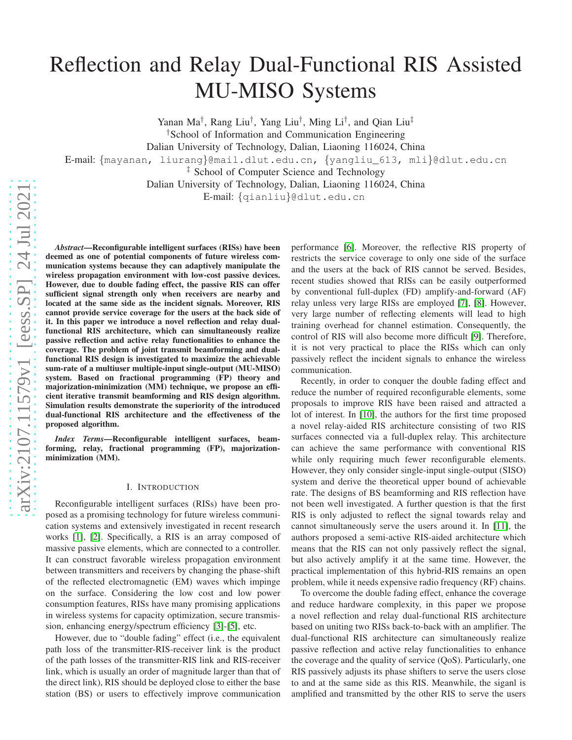# Reflection and Relay Dual-Functional RIS Assisted MU-MISO Systems

Yanan Ma[†], Rang Liu[†], Yang Liu[†], Ming Li[†], and Qian Liu[‡]

[†]School of Information and Communication Engineering
Dalian University of Technology, Dalian, Liaoning 116024, China
E-mail: {mayanan, liurang}@mail.dlut.edu.cn, {yangliu_613, mli}@dlut.edu.cn

[‡] School of Computer Science and Technology
Dalian University of Technology, Dalian, Liaoning 116024, China
E-mail: {qianliu}@dlut.edu.cn

***Abstract*—Reconfigurable intelligent surfaces (RISs) have been deemed as one of potential components of future wireless communication systems because they can adaptively manipulate the wireless propagation environment with low-cost passive devices. However, due to double fading effect, the passive RIS can offer sufficient signal strength only when receivers are nearby and located at the same side as the incident signals. Moreover, RIS cannot provide service coverage for the users at the back side of it. In this paper we introduce a novel reflection and relay dual-functional RIS architecture, which can simultaneously realize passive reflection and active relay functionalities to enhance the coverage. The problem of joint transmit beamforming and dual-functional RIS design is investigated to maximize the achievable sum-rate of a multiuser multiple-input single-output (MU-MISO) system. Based on fractional programming (FP) theory and majorization-minimization (MM) technique, we propose an efficient iterative transmit beamforming and RIS design algorithm. Simulation results demonstrate the superiority of the introduced dual-functional RIS architecture and the effectiveness of the proposed algorithm.**

***Index Terms*—Reconfigurable intelligent surfaces, beamforming, relay, fractional programming (FP), majorization-minimization (MM).**

## I. INTRODUCTION

Reconfigurable intelligent surfaces (RISs) have been proposed as a promising technology for future wireless communication systems and extensively investigated in recent research works [1], [2]. Specifically, a RIS is an array composed of massive passive elements, which are connected to a controller. It can construct favorable wireless propagation environment between transmitters and receivers by changing the phase-shift of the reflected electromagnetic (EM) waves which impinge on the surface. Considering the low cost and low power consumption features, RISs have many promising applications in wireless systems for capacity optimization, secure transmission, enhancing energy/spectrum efficiency [3]-[5], etc.

However, due to "double fading" effect (i.e., the equivalent path loss of the transmitter-RIS-receiver link is the product of the path losses of the transmitter-RIS link and RIS-receiver link, which is usually an order of magnitude larger than that of the direct link), RIS should be deployed close to either the base station (BS) or users to effectively improve communication performance [6]. Moreover, the reflective RIS property of restricts the service coverage to only one side of the surface and the users at the back of RIS cannot be served. Besides, recent studies showed that RISs can be easily outperformed by conventional full-duplex (FD) amplify-and-forward (AF) relay unless very large RISs are employed [7], [8]. However, very large number of reflecting elements will lead to high training overhead for channel estimation. Consequently, the control of RIS will also become more difficult [9]. Therefore, it is not very practical to place the RISs which can only passively reflect the incident signals to enhance the wireless communication.

Recently, in order to conquer the double fading effect and reduce the number of required reconfigurable elements, some proposals to improve RIS have been raised and attracted a lot of interest. In [10], the authors for the first time proposed a novel relay-aided RIS architecture consisting of two RIS surfaces connected via a full-duplex relay. This architecture can achieve the same performance with conventional RIS while only requiring much fewer reconfigurable elements. However, they only consider single-input single-output (SISO) system and derive the theoretical upper bound of achievable rate. The designs of BS beamforming and RIS reflection have not been well investigated. A further question is that the first RIS is only adjusted to reflect the signal towards relay and cannot simultaneously serve the users around it. In [11], the authors proposed a semi-active RIS-aided architecture which means that the RIS can not only passively reflect the signal, but also actively amplify it at the same time. However, the practical implementation of this hybrid-RIS remains an open problem, while it needs expensive radio frequency (RF) chains.

To overcome the double fading effect, enhance the coverage and reduce hardware complexity, in this paper we propose a novel reflection and relay dual-functional RIS architecture based on uniting two RISs back-to-back with an amplifier. The dual-functional RIS architecture can simultaneously realize passive reflection and active relay functionalities to enhance the coverage and the quality of service (QoS). Particularly, one RIS passively adjusts its phase shifters to serve the users close to and at the same side as this RIS. Meanwhile, the siganl is amplified and transmitted by the other RIS to serve the users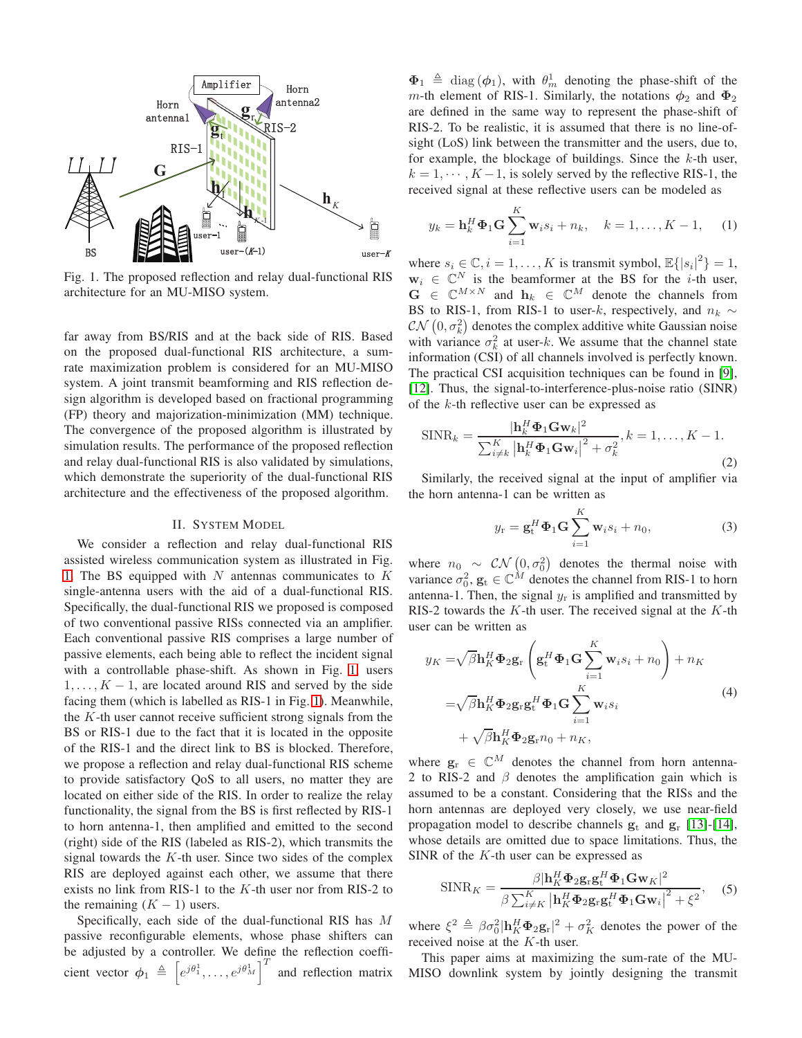Fig. 1. The proposed reflection and relay dual-functional RIS architecture for an MU-MISO system.

far away from BS/RIS and at the back side of RIS. Based on the proposed dual-functional RIS architecture, a sum-rate maximization problem is considered for an MU-MISO system. A joint transmit beamforming and RIS reflection design algorithm is developed based on fractional programming (FP) theory and majorization-minimization (MM) technique. The convergence of the proposed algorithm is illustrated by simulation results. The performance of the proposed reflection and relay dual-functional RIS is also validated by simulations, which demonstrate the superiority of the dual-functional RIS architecture and the effectiveness of the proposed algorithm.

## II. System Model

We consider a reflection and relay dual-functional RIS assisted wireless communication system as illustrated in Fig. 1. The BS equipped with $N$ antennas communicates to $K$ single-antenna users with the aid of a dual-functional RIS. Specifically, the dual-functional RIS we proposed is composed of two conventional passive RISs connected via an amplifier. Each conventional passive RIS comprises a large number of passive elements, each being able to reflect the incident signal with a controllable phase-shift. As shown in Fig. 1, users $1, \ldots, K-1$, are located around RIS and served by the side facing them (which is labelled as RIS-1 in Fig. 1). Meanwhile, the $K$-th user cannot receive sufficient strong signals from the BS or RIS-1 due to the fact that it is located in the opposite of the RIS-1 and the direct link to BS is blocked. Therefore, we propose a reflection and relay dual-functional RIS scheme to provide satisfactory QoS to all users, no matter they are located on either side of the RIS. In order to realize the relay functionality, the signal from the BS is first reflected by RIS-1 to horn antenna-1, then amplified and emitted to the second (right) side of the RIS (labeled as RIS-2), which transmits the signal towards the $K$-th user. Since two sides of the complex RIS are deployed against each other, we assume that there exists no link from RIS-1 to the $K$-th user nor from RIS-2 to the remaining $(K-1)$ users.

Specifically, each side of the dual-functional RIS has $M$ passive reconfigurable elements, whose phase shifters can be adjusted by a controller. We define the reflection coefficient vector $\boldsymbol{\phi}_1 \triangleq \left[e^{j\theta_1^1}, \ldots, e^{j\theta_M^1}\right]^T$ and reflection matrix $\boldsymbol{\Phi}_1 \triangleq \mathrm{diag}\left(\boldsymbol{\phi}_1\right)$, with $\theta_m^1$ denoting the phase-shift of the $m$-th element of RIS-1. Similarly, the notations $\boldsymbol{\phi}_2$ and $\boldsymbol{\Phi}_2$ are defined in the same way to represent the phase-shift of RIS-2. To be realistic, it is assumed that there is no line-of-sight (LoS) link between the transmitter and the users, due to, for example, the blockage of buildings. Since the $k$-th user, $k = 1, \cdots, K-1$, is solely served by the reflective RIS-1, the received signal at these reflective users can be modeled as

$$y_k = \mathbf{h}_k^H \boldsymbol{\Phi}_1 \mathbf{G} \sum_{i=1}^{K} \mathbf{w}_i s_i + n_k, \quad k = 1, \ldots, K-1, \tag{1}$$

where $s_i \in \mathbb{C}, i = 1, \ldots, K$ is transmit symbol, $\mathbb{E}\{|s_i|^2\} = 1$, $\mathbf{w}_i \in \mathbb{C}^N$ is the beamformer at the BS for the $i$-th user, $\mathbf{G} \in \mathbb{C}^{M \times N}$ and $\mathbf{h}_k \in \mathbb{C}^M$ denote the channels from BS to RIS-1, from RIS-1 to user-$k$, respectively, and $n_k \sim \mathcal{CN}\left(0, \sigma_k^2\right)$ denotes the complex additive white Gaussian noise with variance $\sigma_k^2$ at user-$k$. We assume that the channel state information (CSI) of all channels involved is perfectly known. The practical CSI acquisition techniques can be found in [9], [12]. Thus, the signal-to-interference-plus-noise ratio (SINR) of the $k$-th reflective user can be expressed as

$$\mathrm{SINR}_k = \frac{|\mathbf{h}_k^H \boldsymbol{\Phi}_1 \mathbf{G} \mathbf{w}_k|^2}{\sum_{i \neq k}^{K} \left|\mathbf{h}_k^H \boldsymbol{\Phi}_1 \mathbf{G} \mathbf{w}_i\right|^2 + \sigma_k^2}, k = 1, \ldots, K-1. \tag{2}$$

Similarly, the received signal at the input of amplifier via the horn antenna-1 can be written as

$$y_\mathrm{r} = \mathbf{g}_\mathrm{t}^H \boldsymbol{\Phi}_1 \mathbf{G} \sum_{i=1}^{K} \mathbf{w}_i s_i + n_0, \tag{3}$$

where $n_0 \sim \mathcal{CN}\left(0, \sigma_0^2\right)$ denotes the thermal noise with variance $\sigma_0^2$, $\mathbf{g}_\mathrm{t} \in \mathbb{C}^M$ denotes the channel from RIS-1 to horn antenna-1. Then, the signal $y_\mathrm{r}$ is amplified and transmitted by RIS-2 towards the $K$-th user. The received signal at the $K$-th user can be written as

$$\begin{aligned} y_K =& \sqrt{\beta} \mathbf{h}_K^H \boldsymbol{\Phi}_2 \mathbf{g}_\mathrm{r} \left( \mathbf{g}_\mathrm{t}^H \boldsymbol{\Phi}_1 \mathbf{G} \sum_{i=1}^{K} \mathbf{w}_i s_i + n_0 \right) + n_K \\ =& \sqrt{\beta} \mathbf{h}_K^H \boldsymbol{\Phi}_2 \mathbf{g}_\mathrm{r} \mathbf{g}_\mathrm{t}^H \boldsymbol{\Phi}_1 \mathbf{G} \sum_{i=1}^{K} \mathbf{w}_i s_i \\ &+ \sqrt{\beta} \mathbf{h}_K^H \boldsymbol{\Phi}_2 \mathbf{g}_\mathrm{r} n_0 + n_K, \end{aligned} \tag{4}$$

where $\mathbf{g}_\mathrm{r} \in \mathbb{C}^M$ denotes the channel from horn antenna-2 to RIS-2 and $\beta$ denotes the amplification gain which is assumed to be a constant. Considering that the RISs and the horn antennas are deployed very closely, we use near-field propagation model to describe channels $\mathbf{g}_\mathrm{t}$ and $\mathbf{g}_\mathrm{r}$ [13]-[14], whose details are omitted due to space limitations. Thus, the SINR of the $K$-th user can be expressed as

$$\mathrm{SINR}_K = \frac{\beta |\mathbf{h}_K^H \boldsymbol{\Phi}_2 \mathbf{g}_\mathrm{r} \mathbf{g}_\mathrm{t}^H \boldsymbol{\Phi}_1 \mathbf{G} \mathbf{w}_K|^2}{\beta \sum_{i \neq K}^{K} \left|\mathbf{h}_K^H \boldsymbol{\Phi}_2 \mathbf{g}_\mathrm{r} \mathbf{g}_\mathrm{t}^H \boldsymbol{\Phi}_1 \mathbf{G} \mathbf{w}_i\right|^2 + \xi^2}, \tag{5}$$

where $\xi^2 \triangleq \beta \sigma_0^2 |\mathbf{h}_K^H \boldsymbol{\Phi}_2 \mathbf{g}_\mathrm{r}|^2 + \sigma_K^2$ denotes the power of the received noise at the $K$-th user.

This paper aims at maximizing the sum-rate of the MU-MISO downlink system by jointly designing the transmit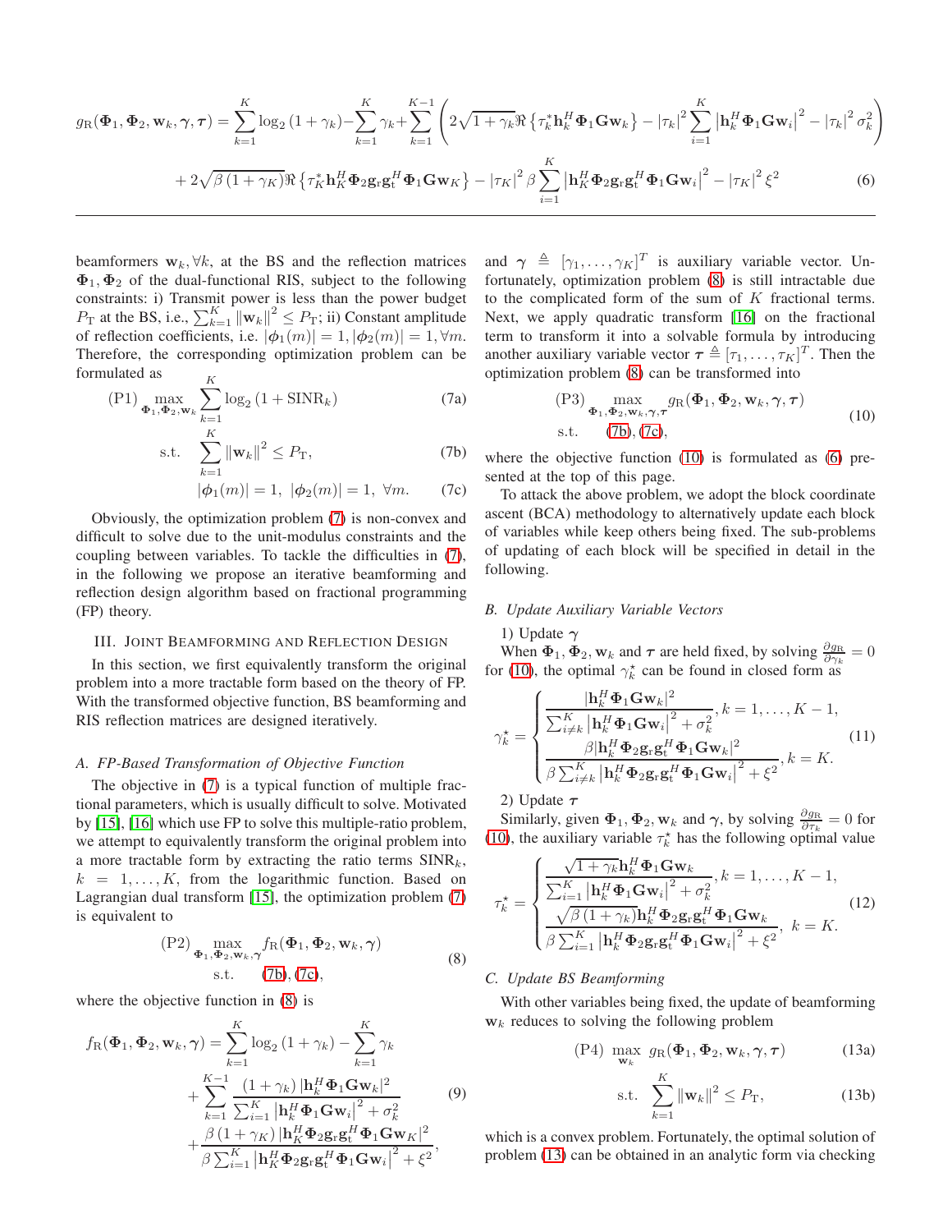$$
\begin{aligned}
g_{\mathrm{R}}(\mathbf{\Phi}_1, \mathbf{\Phi}_2, \mathbf{w}_k, \boldsymbol{\gamma}, \boldsymbol{\tau}) = & \sum_{k=1}^{K} \log_2(1+\gamma_k) - \sum_{k=1}^{K} \gamma_k + \sum_{k=1}^{K-1} \left( 2\sqrt{1+\gamma_k} \Re\left\{ \tau_k^* \mathbf{h}_k^H \mathbf{\Phi}_1 \mathbf{G} \mathbf{w}_k \right\} - |\tau_k|^2 \sum_{i=1}^{K} \left| \mathbf{h}_k^H \mathbf{\Phi}_1 \mathbf{G} \mathbf{w}_i \right|^2 - |\tau_k|^2 \sigma_k^2 \right) \\
& + 2\sqrt{\beta(1+\gamma_K)} \Re\left\{ \tau_K^* \mathbf{h}_K^H \mathbf{\Phi}_2 \mathbf{g}_{\mathrm{r}} \mathbf{g}_{\mathrm{t}}^H \mathbf{\Phi}_1 \mathbf{G} \mathbf{w}_K \right\} - |\tau_K|^2 \beta \sum_{i=1}^{K} \left| \mathbf{h}_K^H \mathbf{\Phi}_2 \mathbf{g}_{\mathrm{r}} \mathbf{g}_{\mathrm{t}}^H \mathbf{\Phi}_1 \mathbf{G} \mathbf{w}_i \right|^2 - |\tau_K|^2 \xi^2 \qquad (6)
\end{aligned}
$$

beamformers $\mathbf{w}_k, \forall k$, at the BS and the reflection matrices $\mathbf{\Phi}_1, \mathbf{\Phi}_2$ of the dual-functional RIS, subject to the following constraints: i) Transmit power is less than the power budget $P_{\mathrm{T}}$ at the BS, i.e., $\sum_{k=1}^{K} \|\mathbf{w}_k\|^2 \le P_{\mathrm{T}}$; ii) Constant amplitude of reflection coefficients, i.e. $|\boldsymbol{\phi}_1(m)| = 1, |\boldsymbol{\phi}_2(m)| = 1, \forall m$. Therefore, the corresponding optimization problem can be formulated as

$$
(\mathrm{P1}) \max_{\mathbf{\Phi}_1, \mathbf{\Phi}_2, \mathbf{w}_k} \sum_{k=1}^{K} \log_2(1 + \mathrm{SINR}_k) \qquad (7a)
$$

$$
\text{s.t.} \quad \sum_{k=1}^{K} \|\mathbf{w}_k\|^2 \le P_{\mathrm{T}}, \qquad (7b)
$$

$$
|\boldsymbol{\phi}_1(m)| = 1, \ |\boldsymbol{\phi}_2(m)| = 1, \ \forall m. \qquad (7c)
$$

Obviously, the optimization problem (7) is non-convex and difficult to solve due to the unit-modulus constraints and the coupling between variables. To tackle the difficulties in (7), in the following we propose an iterative beamforming and reflection design algorithm based on fractional programming (FP) theory.

## III. Joint Beamforming and Reflection Design

In this section, we first equivalently transform the original problem into a more tractable form based on the theory of FP. With the transformed objective function, BS beamforming and RIS reflection matrices are designed iteratively.

### A. FP-Based Transformation of Objective Function

The objective in (7) is a typical function of multiple fractional parameters, which is usually difficult to solve. Motivated by [15], [16] which use FP to solve this multiple-ratio problem, we attempt to equivalently transform the original problem into a more tractable form by extracting the ratio terms $\mathrm{SINR}_k$, $k = 1, \ldots, K$, from the logarithmic function. Based on Lagrangian dual transform [15], the optimization problem (7) is equivalent to

$$
\begin{aligned}
(\mathrm{P2}) \max_{\mathbf{\Phi}_1, \mathbf{\Phi}_2, \mathbf{w}_k, \boldsymbol{\gamma}} & f_{\mathrm{R}}(\mathbf{\Phi}_1, \mathbf{\Phi}_2, \mathbf{w}_k, \boldsymbol{\gamma}) \\
\text{s.t.} \quad & (7b), (7c),
\end{aligned} \qquad (8)
$$

where the objective function in (8) is

$$
\begin{aligned}
f_{\mathrm{R}}(\mathbf{\Phi}_1, \mathbf{\Phi}_2, \mathbf{w}_k, \boldsymbol{\gamma}) = & \sum_{k=1}^{K} \log_2(1+\gamma_k) - \sum_{k=1}^{K} \gamma_k \\
& + \sum_{k=1}^{K-1} \frac{(1+\gamma_k) |\mathbf{h}_k^H \mathbf{\Phi}_1 \mathbf{G} \mathbf{w}_k|^2}{\sum_{i=1}^{K} |\mathbf{h}_k^H \mathbf{\Phi}_1 \mathbf{G} \mathbf{w}_i|^2 + \sigma_k^2} \\
& + \frac{\beta(1+\gamma_K) |\mathbf{h}_K^H \mathbf{\Phi}_2 \mathbf{g}_{\mathrm{r}} \mathbf{g}_{\mathrm{t}}^H \mathbf{\Phi}_1 \mathbf{G} \mathbf{w}_K|^2}{\beta \sum_{i=1}^{K} |\mathbf{h}_K^H \mathbf{\Phi}_2 \mathbf{g}_{\mathrm{r}} \mathbf{g}_{\mathrm{t}}^H \mathbf{\Phi}_1 \mathbf{G} \mathbf{w}_i|^2 + \xi^2},
\end{aligned} \qquad (9)
$$

and $\boldsymbol{\gamma} \triangleq [\gamma_1, \ldots, \gamma_K]^T$ is auxiliary variable vector. Unfortunately, optimization problem (8) is still intractable due to the complicated form of the sum of $K$ fractional terms. Next, we apply quadratic transform [16] on the fractional term to transform it into a solvable formula by introducing another auxiliary variable vector $\boldsymbol{\tau} \triangleq [\tau_1, \ldots, \tau_K]^T$. Then the optimization problem (8) can be transformed into

$$
\begin{aligned}
(\mathrm{P3}) \max_{\mathbf{\Phi}_1, \mathbf{\Phi}_2, \mathbf{w}_k, \boldsymbol{\gamma}, \boldsymbol{\tau}} & g_{\mathrm{R}}(\mathbf{\Phi}_1, \mathbf{\Phi}_2, \mathbf{w}_k, \boldsymbol{\gamma}, \boldsymbol{\tau}) \\
\text{s.t.} \quad & (7b), (7c),
\end{aligned} \qquad (10)
$$

where the objective function (10) is formulated as (6) presented at the top of this page.

To attack the above problem, we adopt the block coordinate ascent (BCA) methodology to alternatively update each block of variables while keep others being fixed. The sub-problems of updating of each block will be specified in detail in the following.

### B. Update Auxiliary Variable Vectors

1) Update $\boldsymbol{\gamma}$

When $\mathbf{\Phi}_1, \mathbf{\Phi}_2, \mathbf{w}_k$ and $\boldsymbol{\tau}$ are held fixed, by solving $\frac{\partial g_{\mathrm{R}}}{\partial \gamma_k} = 0$ for (10), the optimal $\gamma_k^\star$ can be found in closed form as

$$
\gamma_k^\star = \begin{cases} \dfrac{|\mathbf{h}_k^H \mathbf{\Phi}_1 \mathbf{G} \mathbf{w}_k|^2}{\sum_{i \neq k}^{K} |\mathbf{h}_k^H \mathbf{\Phi}_1 \mathbf{G} \mathbf{w}_i|^2 + \sigma_k^2}, & k = 1, \ldots, K-1, \\[2ex] \dfrac{\beta |\mathbf{h}_k^H \mathbf{\Phi}_2 \mathbf{g}_{\mathrm{r}} \mathbf{g}_{\mathrm{t}}^H \mathbf{\Phi}_1 \mathbf{G} \mathbf{w}_k|^2}{\beta \sum_{i \neq k}^{K} |\mathbf{h}_k^H \mathbf{\Phi}_2 \mathbf{g}_{\mathrm{r}} \mathbf{g}_{\mathrm{t}}^H \mathbf{\Phi}_1 \mathbf{G} \mathbf{w}_i|^2 + \xi^2}, & k = K. \end{cases} \qquad (11)
$$

2) Update $\boldsymbol{\tau}$

Similarly, given $\mathbf{\Phi}_1, \mathbf{\Phi}_2, \mathbf{w}_k$ and $\boldsymbol{\gamma}$, by solving $\frac{\partial g_{\mathrm{R}}}{\partial \tau_k} = 0$ for (10), the auxiliary variable $\tau_k^\star$ has the following optimal value

$$
\tau_k^\star = \begin{cases} \dfrac{\sqrt{1+\gamma_k} \mathbf{h}_k^H \mathbf{\Phi}_1 \mathbf{G} \mathbf{w}_k}{\sum_{i=1}^{K} |\mathbf{h}_k^H \mathbf{\Phi}_1 \mathbf{G} \mathbf{w}_i|^2 + \sigma_k^2}, & k = 1, \ldots, K-1, \\[2ex] \dfrac{\sqrt{\beta(1+\gamma_k)} \mathbf{h}_k^H \mathbf{\Phi}_2 \mathbf{g}_{\mathrm{r}} \mathbf{g}_{\mathrm{t}}^H \mathbf{\Phi}_1 \mathbf{G} \mathbf{w}_k}{\beta \sum_{i=1}^{K} |\mathbf{h}_k^H \mathbf{\Phi}_2 \mathbf{g}_{\mathrm{r}} \mathbf{g}_{\mathrm{t}}^H \mathbf{\Phi}_1 \mathbf{G} \mathbf{w}_i|^2 + \xi^2}, & k = K. \end{cases} \qquad (12)
$$

### C. Update BS Beamforming

With other variables being fixed, the update of beamforming $\mathbf{w}_k$ reduces to solving the following problem

$$
(\mathrm{P4}) \ \max_{\mathbf{w}_k} \ g_{\mathrm{R}}(\mathbf{\Phi}_1, \mathbf{\Phi}_2, \mathbf{w}_k, \boldsymbol{\gamma}, \boldsymbol{\tau}) \qquad (13a)
$$

$$
\text{s.t.} \quad \sum_{k=1}^{K} \|\mathbf{w}_k\|^2 \le P_{\mathrm{T}}, \qquad (13b)
$$

which is a convex problem. Fortunately, the optimal solution of problem (13) can be obtained in an analytic form via checking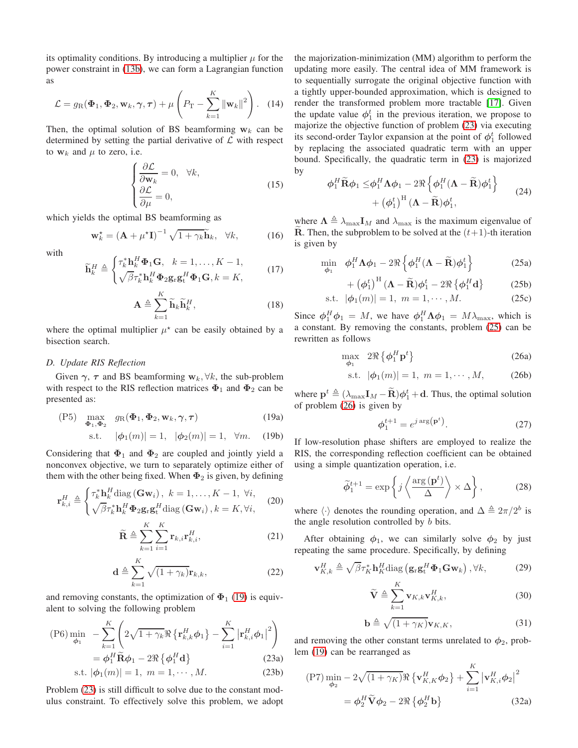its optimality conditions. By introducing a multiplier $\mu$ for the power constraint in (13b), we can form a Lagrangian function as

$$\mathcal{L} = g_{\mathrm{R}}(\mathbf{\Phi}_1, \mathbf{\Phi}_2, \mathbf{w}_k, \boldsymbol{\gamma}, \boldsymbol{\tau}) + \mu \left( P_{\mathrm{T}} - \sum_{k=1}^{K} \|\mathbf{w}_k\|^2 \right). \quad (14)$$

Then, the optimal solution of BS beamforming $\mathbf{w}_k$ can be determined by setting the partial derivative of $\mathcal{L}$ with respect to $\mathbf{w}_k$ and $\mu$ to zero, i.e.

$$\begin{cases} \dfrac{\partial \mathcal{L}}{\partial \mathbf{w}_k} = 0, \quad \forall k, \\ \dfrac{\partial \mathcal{L}}{\partial \mu} = 0, \end{cases} \quad (15)$$

which yields the optimal BS beamforming as

$$\mathbf{w}_k^{\star} = (\mathbf{A} + \mu^{\star}\mathbf{I})^{-1} \sqrt{1+\gamma_k} \widetilde{\mathbf{h}}_k, \quad \forall k, \quad (16)$$

with

$$\widetilde{\mathbf{h}}_k^H \triangleq \begin{cases} \tau_k^* \mathbf{h}_k^H \mathbf{\Phi}_1 \mathbf{G}, \quad k = 1, \ldots, K-1, \\ \sqrt{\beta} \tau_k^* \mathbf{h}_k^H \mathbf{\Phi}_2 \mathbf{g}_{\mathrm{r}} \mathbf{g}_{\mathrm{t}}^H \mathbf{\Phi}_1 \mathbf{G}, k = K, \end{cases} \quad (17)$$

$$\mathbf{A} \triangleq \sum_{k=1}^{K} \widetilde{\mathbf{h}}_k \widetilde{\mathbf{h}}_k^H, \quad (18)$$

where the optimal multiplier $\mu^{\star}$ can be easily obtained by a bisection search.

### D. Update RIS Reflection

Given $\boldsymbol{\gamma}$, $\boldsymbol{\tau}$ and BS beamforming $\mathbf{w}_k, \forall k$, the sub-problem with respect to the RIS reflection matrices $\mathbf{\Phi}_1$ and $\mathbf{\Phi}_2$ can be presented as:

$$\text{(P5)} \quad \max_{\mathbf{\Phi}_1, \mathbf{\Phi}_2} \quad g_{\mathrm{R}}(\mathbf{\Phi}_1, \mathbf{\Phi}_2, \mathbf{w}_k, \boldsymbol{\gamma}, \boldsymbol{\tau}) \quad (19a)$$

$$\text{s.t.} \quad |\boldsymbol{\phi}_1(m)| = 1, \quad |\boldsymbol{\phi}_2(m)| = 1, \quad \forall m. \quad (19b)$$

Considering that $\mathbf{\Phi}_1$ and $\mathbf{\Phi}_2$ are coupled and jointly yield a nonconvex objective, we turn to separately optimize either of them with the other being fixed. When $\mathbf{\Phi}_2$ is given, by defining

$$\mathbf{r}_{k,i}^H \triangleq \begin{cases} \tau_k^* \mathbf{h}_k^H \mathrm{diag}\left(\mathbf{G}\mathbf{w}_i\right), \ k = 1, \ldots, K-1, \ \forall i, \\ \sqrt{\beta} \tau_k^* \mathbf{h}_k^H \mathbf{\Phi}_2 \mathbf{g}_{\mathrm{r}} \mathbf{g}_{\mathrm{t}}^H \mathrm{diag}\left(\mathbf{G}\mathbf{w}_i\right), k = K, \forall i, \end{cases} \quad (20)$$

$$\widetilde{\mathbf{R}} \triangleq \sum_{k=1}^{K} \sum_{i=1}^{K} \mathbf{r}_{k,i} \mathbf{r}_{k,i}^H, \quad (21)$$

$$\mathbf{d} \triangleq \sum_{k=1}^{K} \sqrt{(1+\gamma_k)} \mathbf{r}_{k,k}, \quad (22)$$

and removing constants, the optimization of $\mathbf{\Phi}_1$ (19) is equivalent to solving the following problem

$$\text{(P6)} \min_{\boldsymbol{\phi}_1} \ -\sum_{k=1}^{K} \left( 2\sqrt{1+\gamma_k} \Re\left\{ \mathbf{r}_{k,k}^H \boldsymbol{\phi}_1 \right\} - \sum_{i=1}^{K} \left| \mathbf{r}_{k,i}^H \boldsymbol{\phi}_1 \right|^2 \right)$$

$$= \boldsymbol{\phi}_1^H \widetilde{\mathbf{R}} \boldsymbol{\phi}_1 - 2\Re\left\{ \boldsymbol{\phi}_1^H \mathbf{d} \right\} \quad (23a)$$

$$\text{s.t.} \ |\boldsymbol{\phi}_1(m)| = 1, \ m = 1, \cdots, M. \quad (23b)$$

Problem (23) is still difficult to solve due to the constant modulus constraint. To effectively solve this problem, we adopt the majorization-minimization (MM) algorithm to perform the updating more easily. The central idea of MM framework is to sequentially surrogate the original objective function with a tightly upper-bounded approximation, which is designed to render the transformed problem more tractable [17]. Given the update value $\boldsymbol{\phi}_1^t$ in the previous iteration, we propose to majorize the objective function of problem (23) via executing its second-order Taylor expansion at the point of $\boldsymbol{\phi}_1^t$ followed by replacing the associated quadratic term with an upper bound. Specifically, the quadratic term in (23) is majorized by

$$\begin{aligned} \boldsymbol{\phi}_1^H \widetilde{\mathbf{R}} \boldsymbol{\phi}_1 \leq & \boldsymbol{\phi}_1^H \mathbf{\Lambda} \boldsymbol{\phi}_1 - 2\Re\left\{ \boldsymbol{\phi}_1^H (\mathbf{\Lambda} - \widetilde{\mathbf{R}}) \boldsymbol{\phi}_1^t \right\} \\ & + \left(\boldsymbol{\phi}_1^t\right)^{\mathrm{H}} (\mathbf{\Lambda} - \widetilde{\mathbf{R}}) \boldsymbol{\phi}_1^t, \end{aligned} \quad (24)$$

where $\mathbf{\Lambda} \triangleq \lambda_{\max} \mathbf{I}_M$ and $\lambda_{\max}$ is the maximum eigenvalue of $\widetilde{\mathbf{R}}$. Then, the subproblem to be solved at the $(t+1)$-th iteration is given by

$$\min_{\boldsymbol{\phi}_1} \quad \boldsymbol{\phi}_1^H \mathbf{\Lambda} \boldsymbol{\phi}_1 - 2\Re\left\{ \boldsymbol{\phi}_1^H (\mathbf{\Lambda} - \widetilde{\mathbf{R}}) \boldsymbol{\phi}_1^t \right\} \quad (25a)$$

$$+ \left(\boldsymbol{\phi}_1^t\right)^{\mathrm{H}} (\mathbf{\Lambda} - \widetilde{\mathbf{R}}) \boldsymbol{\phi}_1^t - 2\Re\left\{ \boldsymbol{\phi}_1^H \mathbf{d} \right\} \quad (25b)$$

$$\text{s.t.} \quad |\boldsymbol{\phi}_1(m)| = 1, \ m = 1, \cdots, M. \quad (25c)$$

Since $\boldsymbol{\phi}_1^H \boldsymbol{\phi}_1 = M$, we have $\boldsymbol{\phi}_1^H \mathbf{\Lambda} \boldsymbol{\phi}_1 = M\lambda_{\max}$, which is a constant. By removing the constants, problem (25) can be rewritten as follows

$$\max_{\boldsymbol{\phi}_1} \quad 2\Re\left\{ \boldsymbol{\phi}_1^H \mathbf{p}^t \right\} \quad (26a)$$

$$\text{s.t.} \quad |\boldsymbol{\phi}_1(m)| = 1, \ m = 1, \cdots, M, \quad (26b)$$

where $\mathbf{p}^t \triangleq (\lambda_{\max} \mathbf{I}_M - \widetilde{\mathbf{R}}) \boldsymbol{\phi}_1^t + \mathbf{d}$. Thus, the optimal solution of problem (26) is given by

$$\boldsymbol{\phi}_1^{t+1} = e^{j \arg\left(\mathbf{p}^t\right)}. \quad (27)$$

If low-resolution phase shifters are employed to realize the RIS, the corresponding reflection coefficient can be obtained using a simple quantization operation, i.e.

$$\widetilde{\boldsymbol{\phi}}_1^{t+1} = \exp\left\{ j \left\langle \frac{\arg\left(\mathbf{p}^t\right)}{\Delta} \right\rangle \times \Delta \right\}, \quad (28)$$

where $\langle \cdot \rangle$ denotes the rounding operation, and $\Delta \triangleq 2\pi/2^b$ is the angle resolution controlled by $b$ bits.

After obtaining $\boldsymbol{\phi}_1$, we can similarly solve $\boldsymbol{\phi}_2$ by just repeating the same procedure. Specifically, by defining

$$\mathbf{v}_{K,k}^H \triangleq \sqrt{\beta} \tau_K^* \mathbf{h}_K^H \mathrm{diag}\left( \mathbf{g}_{\mathrm{r}} \mathbf{g}_{\mathrm{t}}^H \mathbf{\Phi}_1 \mathbf{G} \mathbf{w}_k \right), \forall k, \quad (29)$$

$$\widetilde{\mathbf{V}} \triangleq \sum_{k=1}^{K} \mathbf{v}_{K,k} \mathbf{v}_{K,k}^H, \quad (30)$$

$$\mathbf{b} \triangleq \sqrt{(1+\gamma_K)} \mathbf{v}_{K,K}, \quad (31)$$

and removing the other constant terms unrelated to $\boldsymbol{\phi}_2$, problem (19) can be rearranged as

$$\text{(P7)} \min_{\boldsymbol{\phi}_2} -2\sqrt{(1+\gamma_K)} \Re\left\{ \mathbf{v}_{K,K}^H \boldsymbol{\phi}_2 \right\} + \sum_{i=1}^{K} \left| \mathbf{v}_{K,i}^H \boldsymbol{\phi}_2 \right|^2$$

$$= \boldsymbol{\phi}_2^H \widetilde{\mathbf{V}} \boldsymbol{\phi}_2 - 2\Re\left\{ \boldsymbol{\phi}_2^H \mathbf{b} \right\} \quad (32a)$$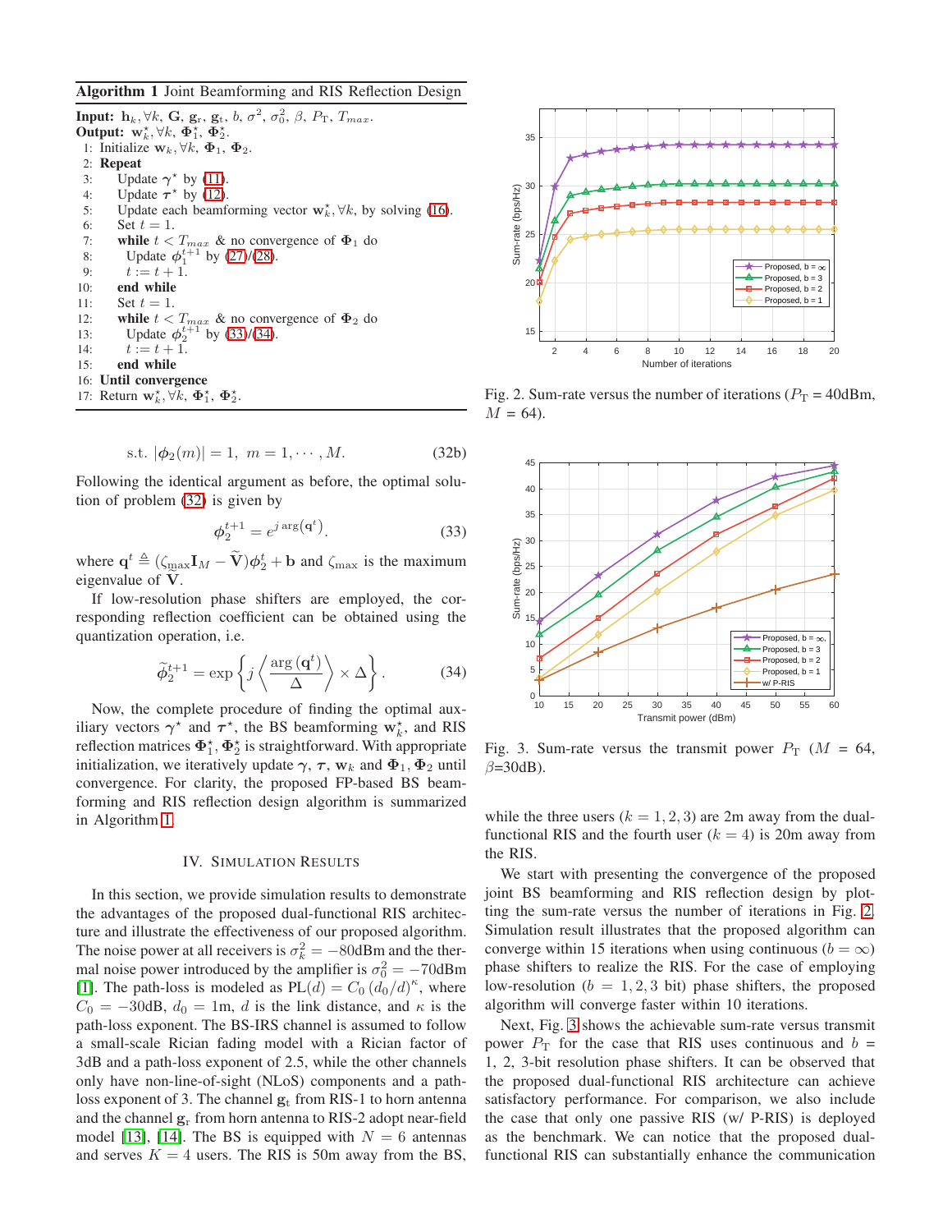**Algorithm 1** Joint Beamforming and RIS Reflection Design

**Input:** $\mathbf{h}_k, \forall k$, $\mathbf{G}$, $\mathbf{g}_\mathrm{r}$, $\mathbf{g}_\mathrm{t}$, $b$, $\sigma^2$, $\sigma_0^2$, $\beta$, $P_\mathrm{T}$, $T_{max}$.
**Output:** $\mathbf{w}_k^\star, \forall k$, $\mathbf{\Phi}_1^\star$, $\mathbf{\Phi}_2^\star$.

1: Initialize $\mathbf{w}_k, \forall k$, $\mathbf{\Phi}_1$, $\mathbf{\Phi}_2$.
2: **Repeat**
3: Update $\boldsymbol{\gamma}^\star$ by (11).
4: Update $\boldsymbol{\tau}^\star$ by (12).
5: Update each beamforming vector $\mathbf{w}_k^\star, \forall k$, by solving (16).
6: Set $t = 1$.
7: **while** $t < T_{max}$ & no convergence of $\mathbf{\Phi}_1$ **do**
8: Update $\boldsymbol{\phi}_1^{t+1}$ by (27)/(28).
9: $t := t + 1$.
10: **end while**
11: Set $t = 1$.
12: **while** $t < T_{max}$ & no convergence of $\mathbf{\Phi}_2$ **do**
13: Update $\boldsymbol{\phi}_2^{t+1}$ by (33)/(34).
14: $t := t + 1$.
15: **end while**
16: **Until convergence**
17: Return $\mathbf{w}_k^\star, \forall k$, $\mathbf{\Phi}_1^\star$, $\mathbf{\Phi}_2^\star$.

$$\text{s.t. } |\boldsymbol{\phi}_2(m)| = 1, \ m = 1, \cdots, M. \tag{32b}$$

Following the identical argument as before, the optimal solution of problem (32) is given by

$$\boldsymbol{\phi}_2^{t+1} = e^{j \arg(\mathbf{q}^t)}. \tag{33}$$

where $\mathbf{q}^t \triangleq (\zeta_{\max}\mathbf{I}_M - \widetilde{\mathbf{V}})\boldsymbol{\phi}_2^t + \mathbf{b}$ and $\zeta_{\max}$ is the maximum eigenvalue of $\widetilde{\mathbf{V}}$.

If low-resolution phase shifters are employed, the corresponding reflection coefficient can be obtained using the quantization operation, i.e.

$$\widetilde{\boldsymbol{\phi}}_2^{t+1} = \exp\left\{ j \left\langle \frac{\arg(\mathbf{q}^t)}{\Delta} \right\rangle \times \Delta \right\}. \tag{34}$$

Now, the complete procedure of finding the optimal auxiliary vectors $\boldsymbol{\gamma}^\star$ and $\boldsymbol{\tau}^\star$, the BS beamforming $\mathbf{w}_k^\star$, and RIS reflection matrices $\mathbf{\Phi}_1^\star$, $\mathbf{\Phi}_2^\star$ is straightforward. With appropriate initialization, we iteratively update $\boldsymbol{\gamma}$, $\boldsymbol{\tau}$, $\mathbf{w}_k$ and $\mathbf{\Phi}_1$, $\mathbf{\Phi}_2$ until convergence. For clarity, the proposed FP-based BS beamforming and RIS reflection design algorithm is summarized in Algorithm 1.

## IV. Simulation Results

In this section, we provide simulation results to demonstrate the advantages of the proposed dual-functional RIS architecture and illustrate the effectiveness of our proposed algorithm. The noise power at all receivers is $\sigma_k^2 = -80$dBm and the thermal noise power introduced by the amplifier is $\sigma_0^2 = -70$dBm [1]. The path-loss is modeled as $\mathrm{PL}(d) = C_0 \left(d_0/d\right)^\kappa$, where $C_0 = -30$dB, $d_0 = 1$m, $d$ is the link distance, and $\kappa$ is the path-loss exponent. The BS-IRS channel is assumed to follow a small-scale Rician fading model with a Rician factor of 3dB and a path-loss exponent of 2.5, while the other channels only have non-line-of-sight (NLoS) components and a path-loss exponent of 3. The channel $\mathbf{g}_\mathrm{t}$ from RIS-1 to horn antenna and the channel $\mathbf{g}_\mathrm{r}$ from horn antenna to RIS-2 adopt near-field model [13], [14]. The BS is equipped with $N = 6$ antennas and serves $K = 4$ users. The RIS is 50m away from the BS, while the three users ($k = 1, 2, 3$) are 2m away from the dual-functional RIS and the fourth user ($k = 4$) is 20m away from the RIS.

Fig. 2. Sum-rate versus the number of iterations ($P_\mathrm{T}$ = 40dBm, $M$ = 64).

Fig. 3. Sum-rate versus the transmit power $P_\mathrm{T}$ ($M$ = 64, $\beta$=30dB).

We start with presenting the convergence of the proposed joint BS beamforming and RIS reflection design by plotting the sum-rate versus the number of iterations in Fig. 2. Simulation result illustrates that the proposed algorithm can converge within 15 iterations when using continuous ($b = \infty$) phase shifters to realize the RIS. For the case of employing low-resolution ($b = 1, 2, 3$ bit) phase shifters, the proposed algorithm will converge faster within 10 iterations.

Next, Fig. 3 shows the achievable sum-rate versus transmit power $P_\mathrm{T}$ for the case that RIS uses continuous and $b$ = 1, 2, 3-bit resolution phase shifters. It can be observed that the proposed dual-functional RIS architecture can achieve satisfactory performance. For comparison, we also include the case that only one passive RIS (w/ P-RIS) is deployed as the benchmark. We can notice that the proposed dual-functional RIS can substantially enhance the communication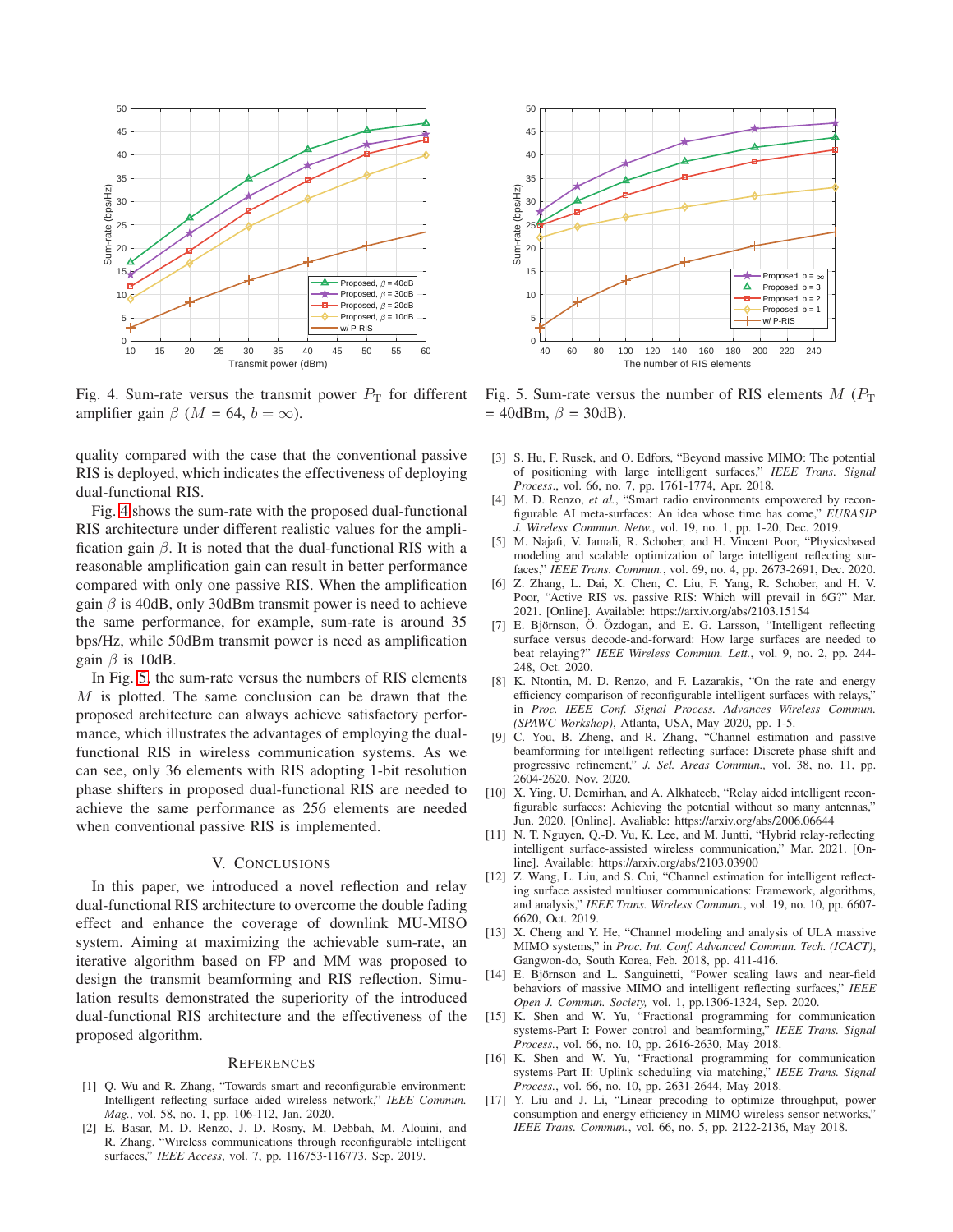Fig. 4. Sum-rate versus the transmit power $P_{\mathrm{T}}$ for different amplifier gain $\beta$ ($M$ = 64, $b = \infty$).

Fig. 5. Sum-rate versus the number of RIS elements $M$ ($P_{\mathrm{T}}$ = 40dBm, $\beta$ = 30dB).

quality compared with the case that the conventional passive RIS is deployed, which indicates the effectiveness of deploying dual-functional RIS.

Fig. 4 shows the sum-rate with the proposed dual-functional RIS architecture under different realistic values for the amplification gain $\beta$. It is noted that the dual-functional RIS with a reasonable amplification gain can result in better performance compared with only one passive RIS. When the amplification gain $\beta$ is 40dB, only 30dBm transmit power is need to achieve the same performance, for example, sum-rate is around 35 bps/Hz, while 50dBm transmit power is need as amplification gain $\beta$ is 10dB.

In Fig. 5, the sum-rate versus the numbers of RIS elements $M$ is plotted. The same conclusion can be drawn that the proposed architecture can always achieve satisfactory performance, which illustrates the advantages of employing the dual-functional RIS in wireless communication systems. As we can see, only 36 elements with RIS adopting 1-bit resolution phase shifters in proposed dual-functional RIS are needed to achieve the same performance as 256 elements are needed when conventional passive RIS is implemented.

## V. Conclusions

In this paper, we introduced a novel reflection and relay dual-functional RIS architecture to overcome the double fading effect and enhance the coverage of downlink MU-MISO system. Aiming at maximizing the achievable sum-rate, an iterative algorithm based on FP and MM was proposed to design the transmit beamforming and RIS reflection. Simulation results demonstrated the superiority of the introduced dual-functional RIS architecture and the effectiveness of the proposed algorithm.

## References

[1] Q. Wu and R. Zhang, "Towards smart and reconfigurable environment: Intelligent reflecting surface aided wireless network," *IEEE Commun. Mag.*, vol. 58, no. 1, pp. 106-112, Jan. 2020.

[2] E. Basar, M. D. Renzo, J. D. Rosny, M. Debbah, M. Alouini, and R. Zhang, "Wireless communications through reconfigurable intelligent surfaces," *IEEE Access*, vol. 7, pp. 116753-116773, Sep. 2019.

[3] S. Hu, F. Rusek, and O. Edfors, "Beyond massive MIMO: The potential of positioning with large intelligent surfaces," *IEEE Trans. Signal Process.*, vol. 66, no. 7, pp. 1761-1774, Apr. 2018.

[4] M. D. Renzo, *et al.*, "Smart radio environments empowered by reconfigurable AI meta-surfaces: An idea whose time has come," *EURASIP J. Wireless Commun. Netw.*, vol. 19, no. 1, pp. 1-20, Dec. 2019.

[5] M. Najafi, V. Jamali, R. Schober, and H. Vincent Poor, "Physicsbased modeling and scalable optimization of large intelligent reflecting surfaces," *IEEE Trans. Commun.*, vol. 69, no. 4, pp. 2673-2691, Dec. 2020.

[6] Z. Zhang, L. Dai, X. Chen, C. Liu, F. Yang, R. Schober, and H. V. Poor, "Active RIS vs. passive RIS: Which will prevail in 6G?" Mar. 2021. [Online]. Available: https://arxiv.org/abs/2103.15154

[7] E. Björnson, Ö. Özdogan, and E. G. Larsson, "Intelligent reflecting surface versus decode-and-forward: How large surfaces are needed to beat relaying?" *IEEE Wireless Commun. Lett.*, vol. 9, no. 2, pp. 244-248, Oct. 2020.

[8] K. Ntontin, M. D. Renzo, and F. Lazarakis, "On the rate and energy efficiency comparison of reconfigurable intelligent surfaces with relays," in *Proc. IEEE Conf. Signal Process. Advances Wireless Commun. (SPAWC Workshop)*, Atlanta, USA, May 2020, pp. 1-5.

[9] C. You, B. Zheng, and R. Zhang, "Channel estimation and passive beamforming for intelligent reflecting surface: Discrete phase shift and progressive refinement," *J. Sel. Areas Commun.*, vol. 38, no. 11, pp. 2604-2620, Nov. 2020.

[10] X. Ying, U. Demirhan, and A. Alkhateeb, "Relay aided intelligent reconfigurable surfaces: Achieving the potential without so many antennas," Jun. 2020. [Online]. Avaliable: https://arxiv.org/abs/2006.06644

[11] N. T. Nguyen, Q.-D. Vu, K. Lee, and M. Juntti, "Hybrid relay-reflecting intelligent surface-assisted wireless communication," Mar. 2021. [Online]. Available: https://arxiv.org/abs/2103.03900

[12] Z. Wang, L. Liu, and S. Cui, "Channel estimation for intelligent reflecting surface assisted multiuser communications: Framework, algorithms, and analysis," *IEEE Trans. Wireless Commun.*, vol. 19, no. 10, pp. 6607-6620, Oct. 2019.

[13] X. Cheng and Y. He, "Channel modeling and analysis of ULA massive MIMO systems," in *Proc. Int. Conf. Advanced Commun. Tech. (ICACT)*, Gangwon-do, South Korea, Feb. 2018, pp. 411-416.

[14] E. Björnson and L. Sanguinetti, "Power scaling laws and near-field behaviors of massive MIMO and intelligent reflecting surfaces," *IEEE Open J. Commun. Society,* vol. 1, pp.1306-1324, Sep. 2020.

[15] K. Shen and W. Yu, "Fractional programming for communication systems-Part I: Power control and beamforming," *IEEE Trans. Signal Process.*, vol. 66, no. 10, pp. 2616-2630, May 2018.

[16] K. Shen and W. Yu, "Fractional programming for communication systems-Part II: Uplink scheduling via matching," *IEEE Trans. Signal Process.*, vol. 66, no. 10, pp. 2631-2644, May 2018.

[17] Y. Liu and J. Li, "Linear precoding to optimize throughput, power consumption and energy efficiency in MIMO wireless sensor networks," *IEEE Trans. Commun.*, vol. 66, no. 5, pp. 2122-2136, May 2018.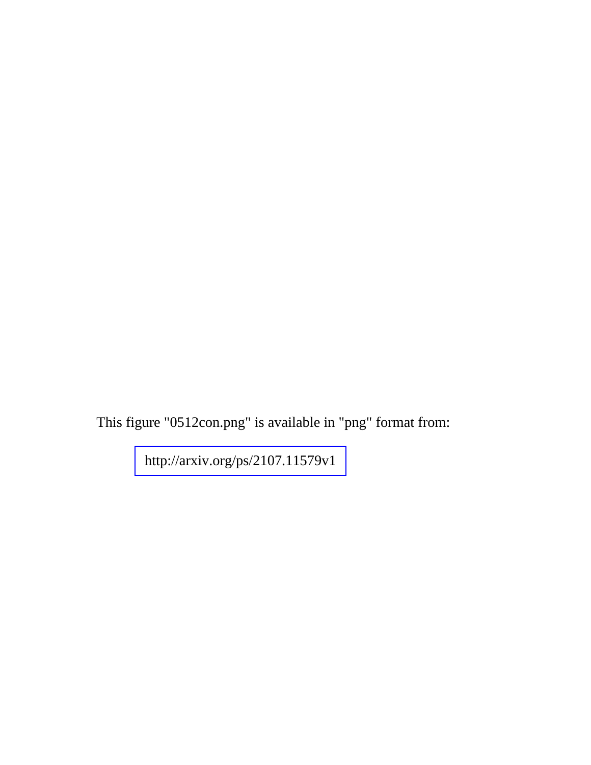This figure "0512con.png" is available in "png" format from:

http://arxiv.org/ps/2107.11579v1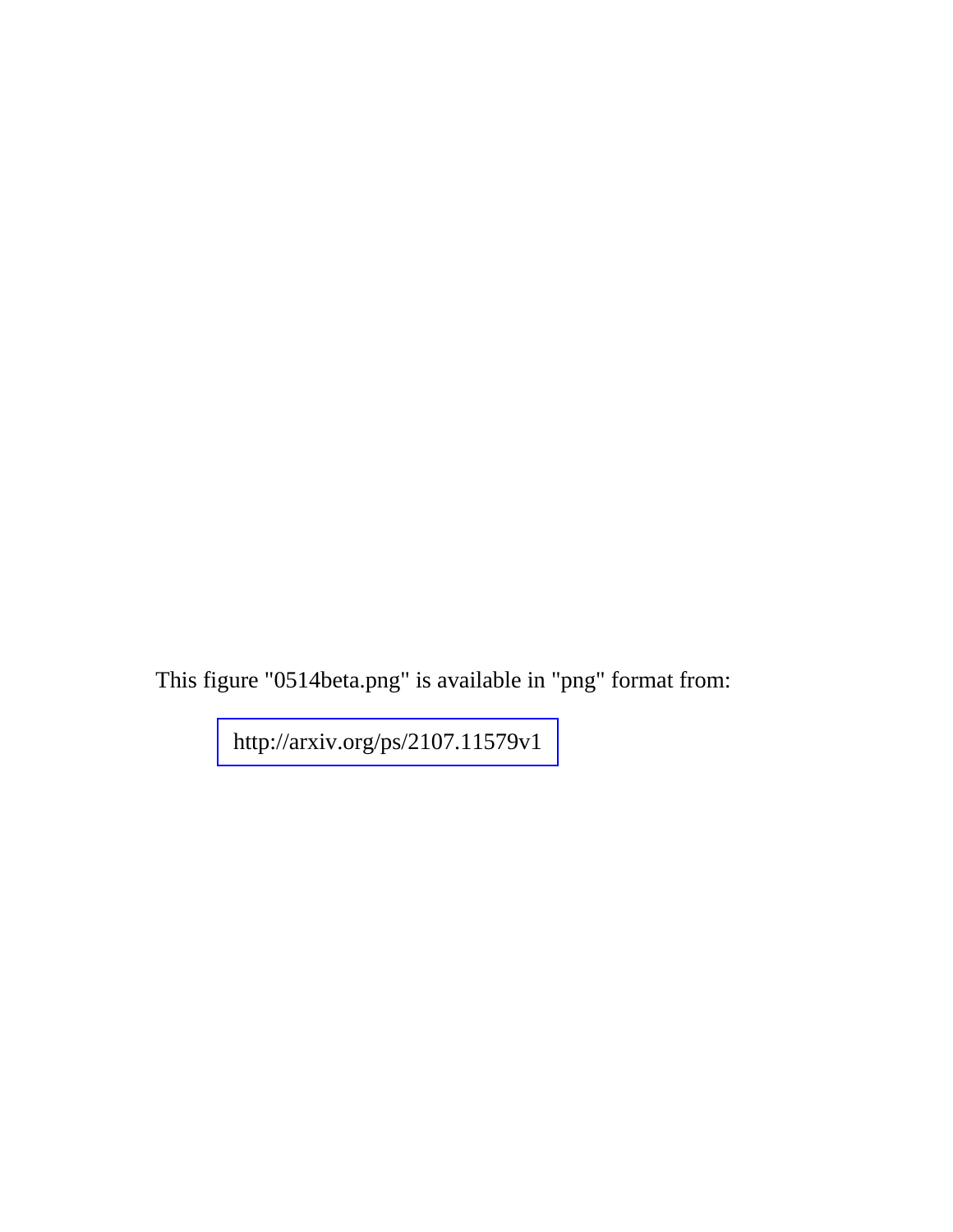This figure "0514beta.png" is available in "png" format from:

http://arxiv.org/ps/2107.11579v1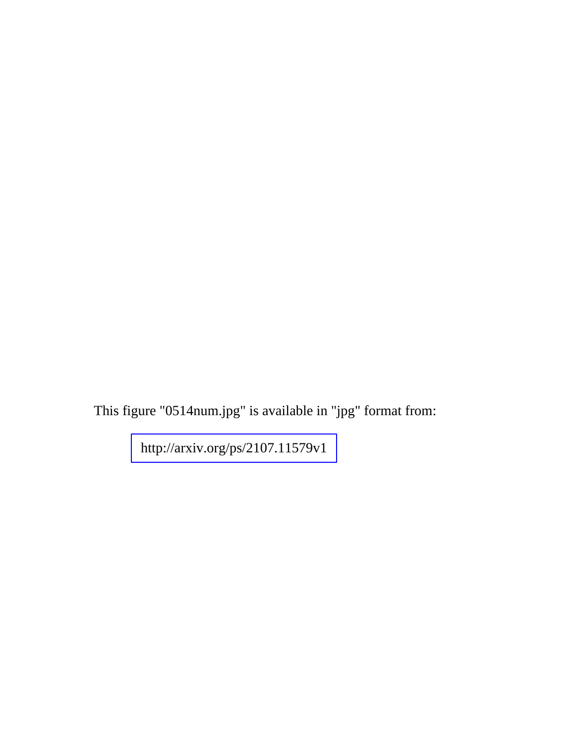This figure "0514num.jpg" is available in "jpg" format from:

http://arxiv.org/ps/2107.11579v1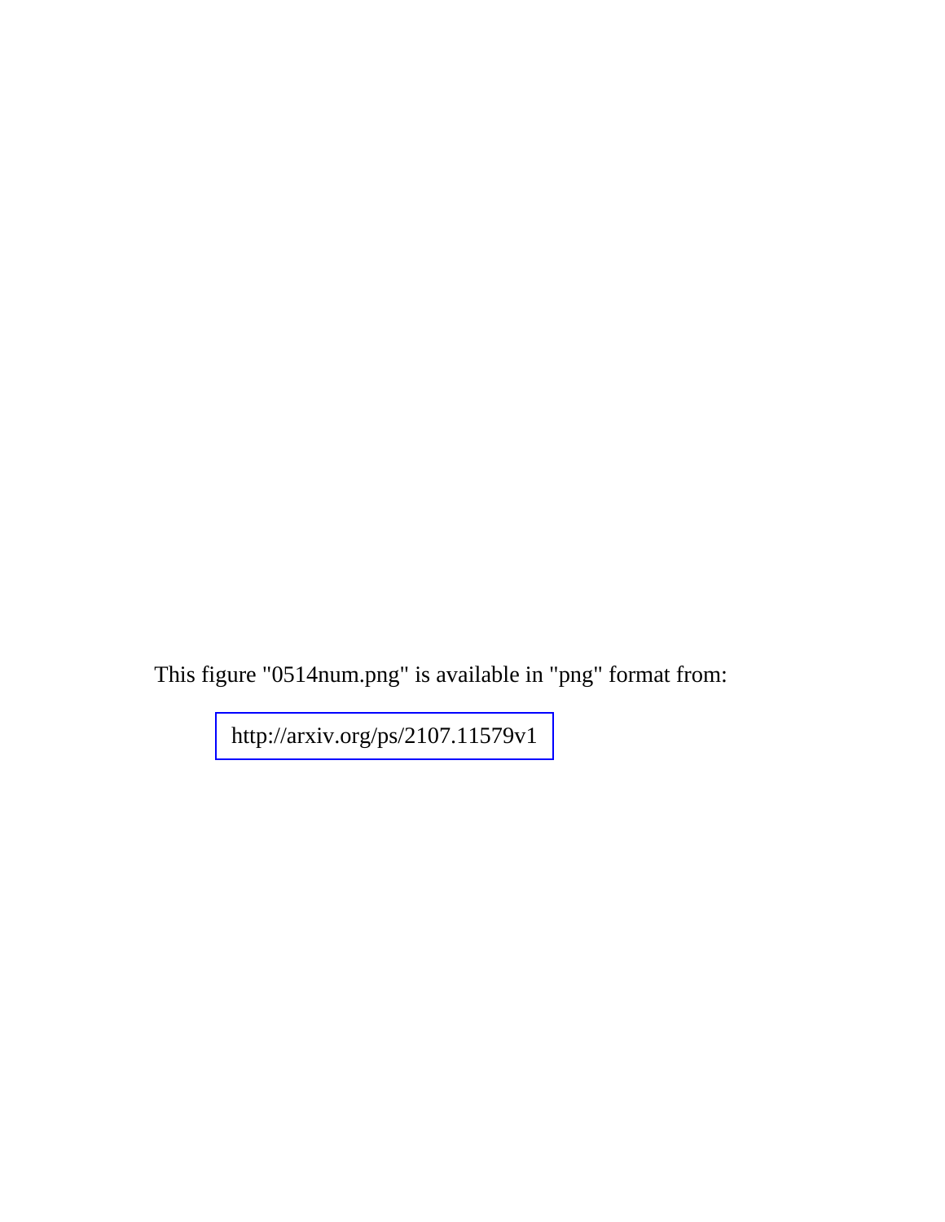This figure "0514num.png" is available in "png" format from:

http://arxiv.org/ps/2107.11579v1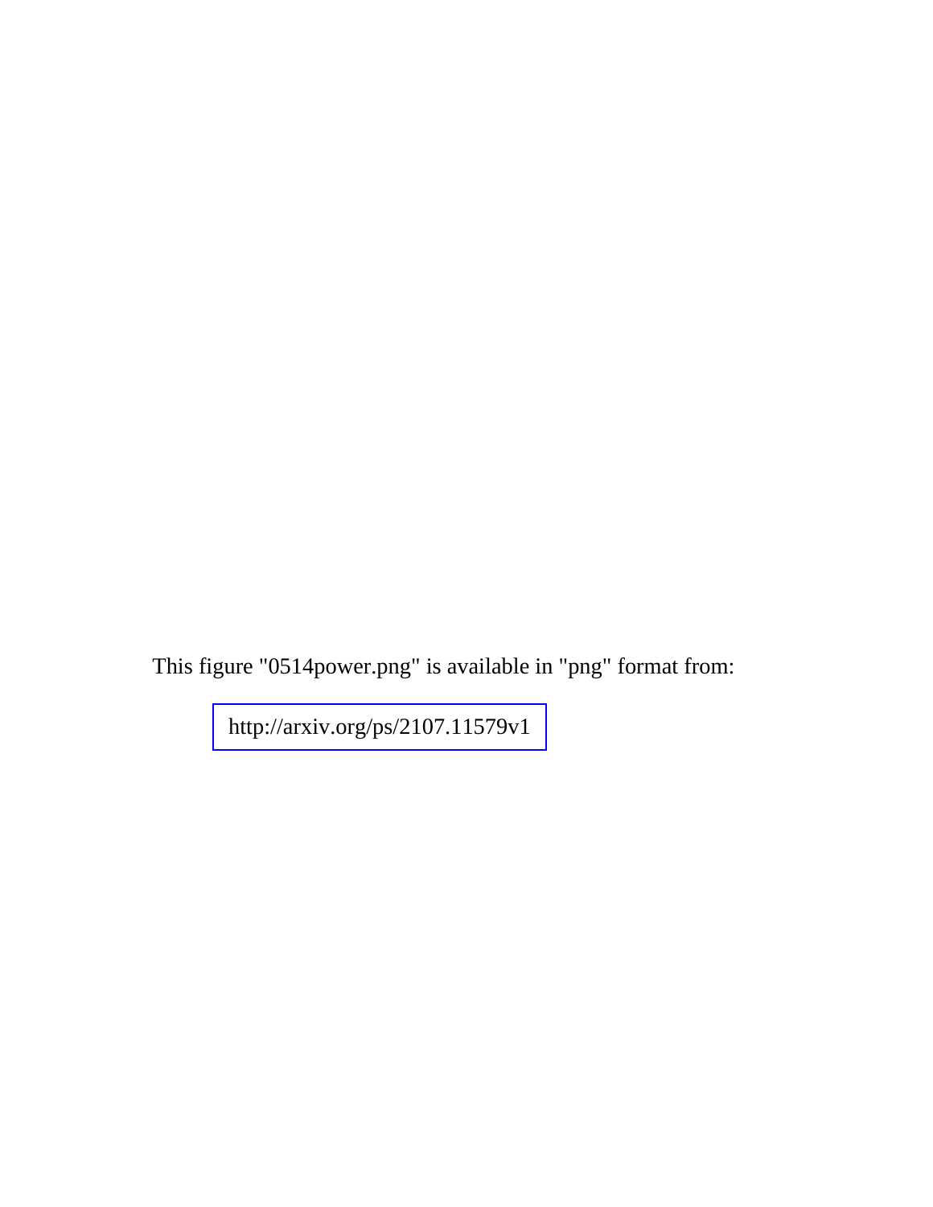This figure "0514power.png" is available in "png" format from:

http://arxiv.org/ps/2107.11579v1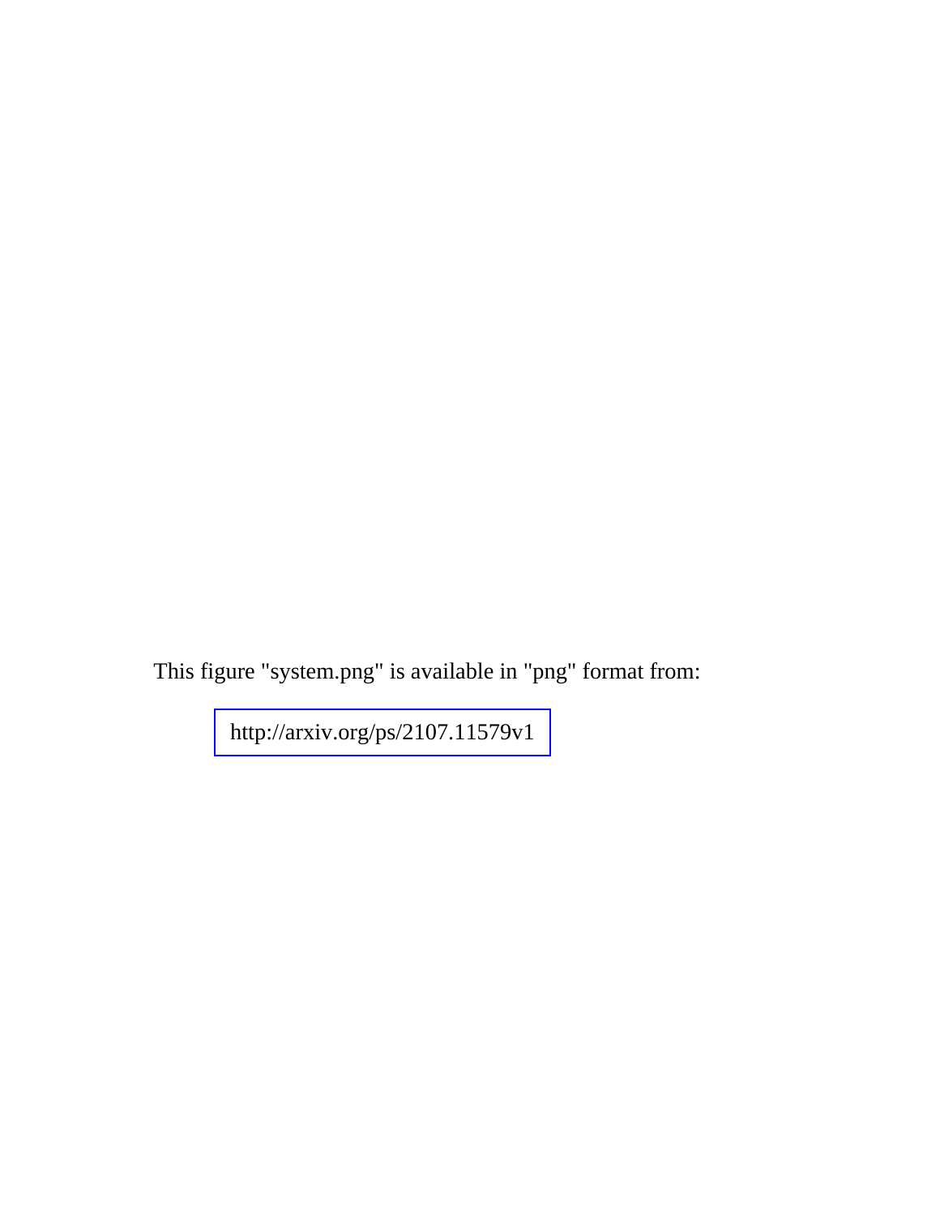This figure "system.png" is available in "png" format from:

http://arxiv.org/ps/2107.11579v1